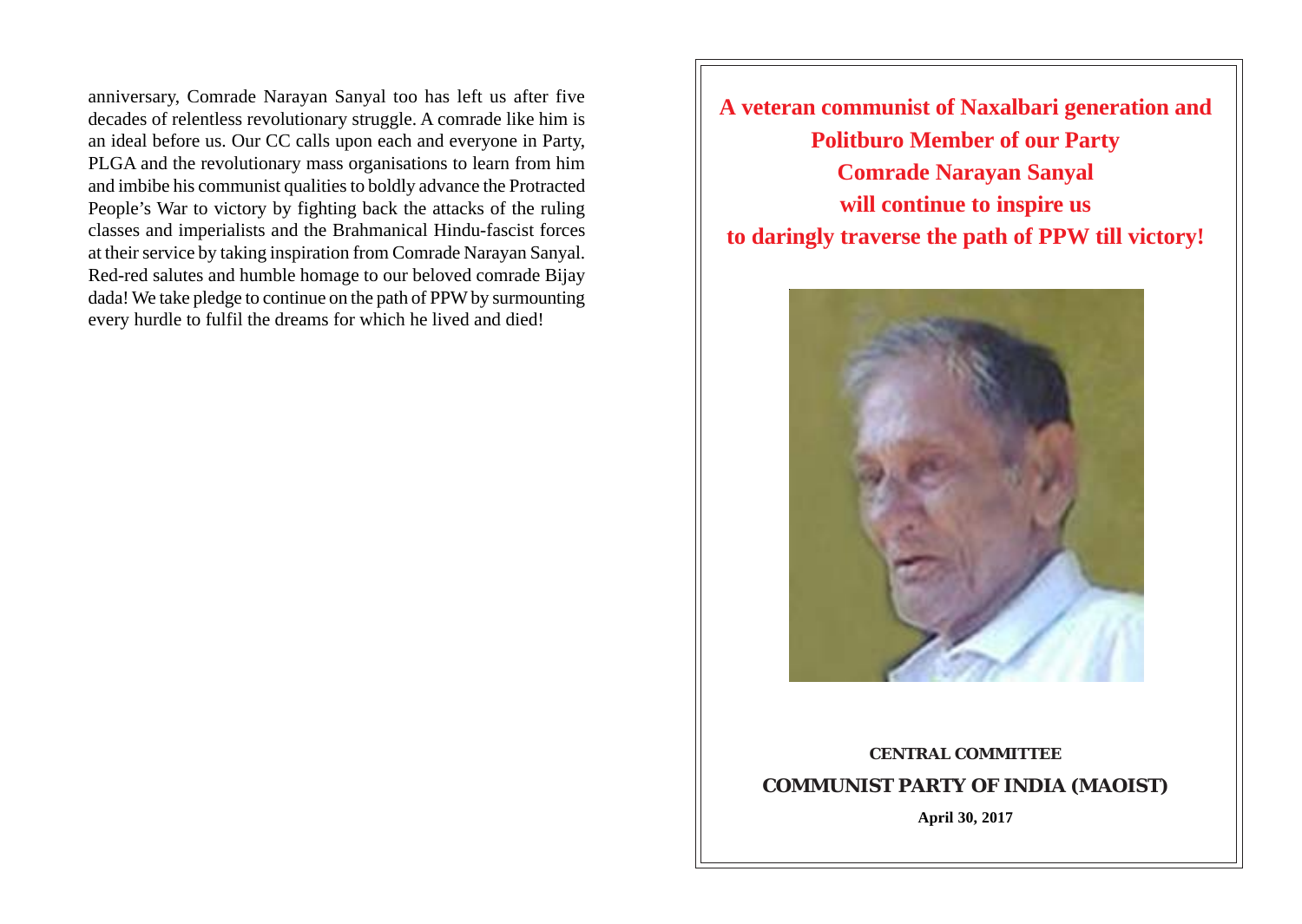anniversary, Comrade Narayan Sanyal too has left us after five decades of relentless revolutionary struggle. A comrade like him is an ideal before us. Our CC calls upon each and everyone in Party, PLGA and the revolutionary mass organisations to learn from him and imbibe his communist qualities to boldly advance the Protracted People's War to victory by fighting back the attacks of the ruling classes and imperialists and the Brahmanical Hindu-fascist forces at their service by taking inspiration from Comrade Narayan Sanyal. Red-red salutes and humble homage to our beloved comrade Bijay dada! We take pledge to continue on the path of PPW by surmounting every hurdle to fulfil the dreams for which he lived and died!

# A veteran communist of Naxalbari generation and Politburo Member of our Party Comrade Narayan Sanyal will continue to inspire us to daringly traverse the path of PPW till victory!

**CENTRAL COMMITTEE**

**COMMUNIST PARTY OF INDIA (MAOIST)**

**April 30, 2017**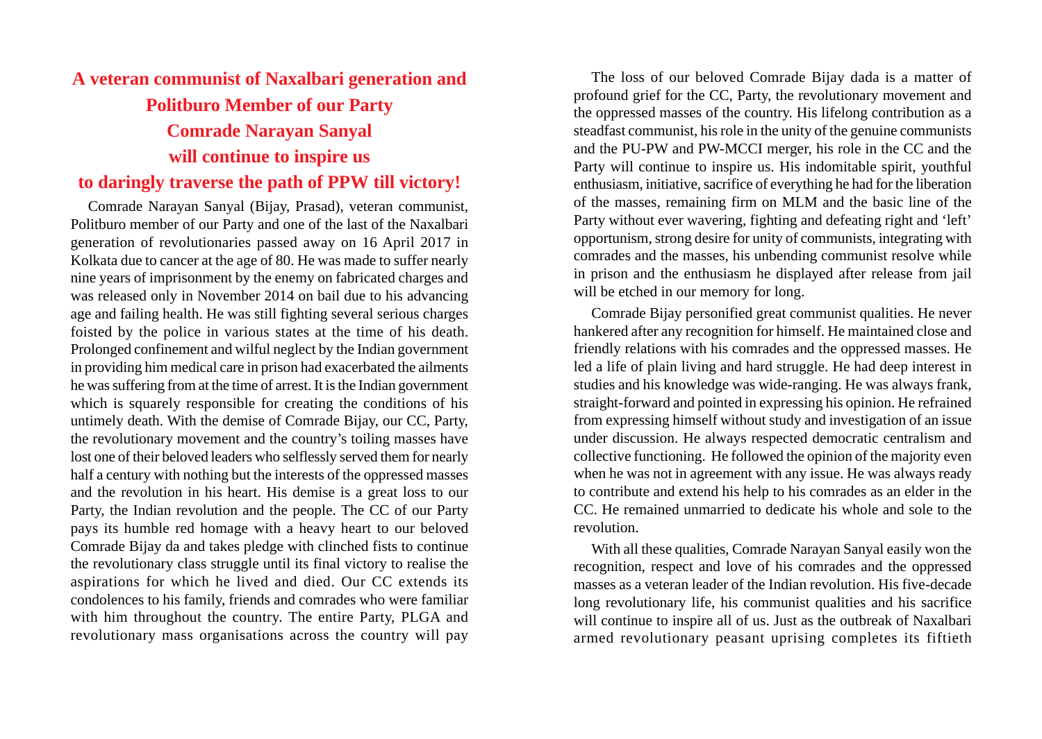# A veteran communist of Naxalbari generation and Politburo Member of our Party Comrade Narayan Sanyal will continue to inspire us to daringly traverse the path of PPW till victory!

Comrade Narayan Sanyal (Bijay, Prasad), veteran communist, Politburo member of our Party and one of the last of the Naxalbari generation of revolutionaries passed away on 16 April 2017 in Kolkata due to cancer at the age of 80. He was made to suffer nearly nine years of imprisonment by the enemy on fabricated charges and was released only in November 2014 on bail due to his advancing age and failing health. He was still fighting several serious charges foisted by the police in various states at the time of his death. Prolonged confinement and wilful neglect by the Indian government in providing him medical care in prison had exacerbated the ailments he was suffering from at the time of arrest. It is the Indian government which is squarely responsible for creating the conditions of his untimely death. With the demise of Comrade Bijay, our CC, Party, the revolutionary movement and the country's toiling masses have lost one of their beloved leaders who selflessly served them for nearly half a century with nothing but the interests of the oppressed masses and the revolution in his heart. His demise is a great loss to our Party, the Indian revolution and the people. The CC of our Party pays its humble red homage with a heavy heart to our beloved Comrade Bijay da and takes pledge with clinched fists to continue the revolutionary class struggle until its final victory to realise the aspirations for which he lived and died. Our CC extends its condolences to his family, friends and comrades who were familiar with him throughout the country. The entire Party, PLGA and revolutionary mass organisations across the country will pay

The loss of our beloved Comrade Bijay dada is a matter of profound grief for the CC, Party, the revolutionary movement and the oppressed masses of the country. His lifelong contribution as a steadfast communist, his role in the unity of the genuine communists and the PU-PW and PW-MCCI merger, his role in the CC and the Party will continue to inspire us. His indomitable spirit, youthful enthusiasm, initiative, sacrifice of everything he had for the liberation of the masses, remaining firm on MLM and the basic line of the Party without ever wavering, fighting and defeating right and 'left' opportunism, strong desire for unity of communists, integrating with comrades and the masses, his unbending communist resolve while in prison and the enthusiasm he displayed after release from jail will be etched in our memory for long.

Comrade Bijay personified great communist qualities. He never hankered after any recognition for himself. He maintained close and friendly relations with his comrades and the oppressed masses. He led a life of plain living and hard struggle. He had deep interest in studies and his knowledge was wide-ranging. He was always frank, straight-forward and pointed in expressing his opinion. He refrained from expressing himself without study and investigation of an issue under discussion. He always respected democratic centralism and collective functioning. He followed the opinion of the majority even when he was not in agreement with any issue. He was always ready to contribute and extend his help to his comrades as an elder in the CC. He remained unmarried to dedicate his whole and sole to the revolution.

With all these qualities, Comrade Narayan Sanyal easily won the recognition, respect and love of his comrades and the oppressed masses as a veteran leader of the Indian revolution. His five-decade long revolutionary life, his communist qualities and his sacrifice will continue to inspire all of us. Just as the outbreak of Naxalbari armed revolutionary peasant uprising completes its fiftieth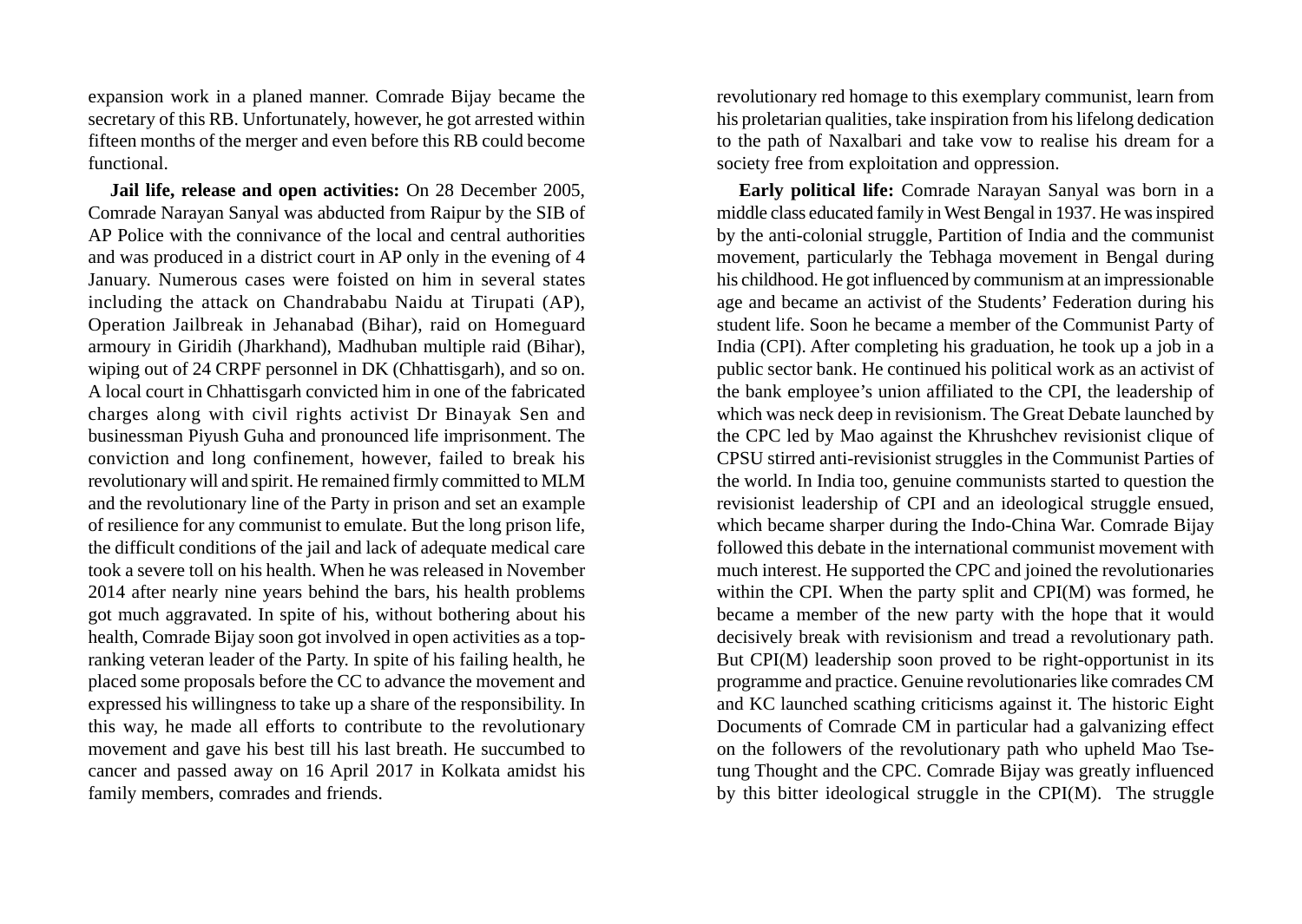expansion work in a planed manner. Comrade Bijay became the secretary of this RB. Unfortunately, however, he got arrested within fifteen months of the merger and even before this RB could become functional.

**Jail life, release and open activities:** On 28 December 2005, Comrade Narayan Sanyal was abducted from Raipur by the SIB of AP Police with the connivance of the local and central authorities and was produced in a district court in AP only in the evening of 4 January. Numerous cases were foisted on him in several states including the attack on Chandrababu Naidu at Tirupati (AP), Operation Jailbreak in Jehanabad (Bihar), raid on Homeguard armoury in Giridih (Jharkhand), Madhuban multiple raid (Bihar), wiping out of 24 CRPF personnel in DK (Chhattisgarh), and so on. A local court in Chhattisgarh convicted him in one of the fabricated charges along with civil rights activist Dr Binayak Sen and businessman Piyush Guha and pronounced life imprisonment. The conviction and long confinement, however, failed to break his revolutionary will and spirit. He remained firmly committed to MLM and the revolutionary line of the Party in prison and set an example of resilience for any communist to emulate. But the long prison life, the difficult conditions of the jail and lack of adequate medical care took a severe toll on his health. When he was released in November 2014 after nearly nine years behind the bars, his health problems got much aggravated. In spite of his, without bothering about his health, Comrade Bijay soon got involved in open activities as a top-ranking veteran leader of the Party. In spite of his failing health, he placed some proposals before the CC to advance the movement and expressed his willingness to take up a share of the responsibility. In this way, he made all efforts to contribute to the revolutionary movement and gave his best till his last breath. He succumbed to cancer and passed away on 16 April 2017 in Kolkata amidst his family members, comrades and friends.

revolutionary red homage to this exemplary communist, learn from his proletarian qualities, take inspiration from his lifelong dedication to the path of Naxalbari and take vow to realise his dream for a society free from exploitation and oppression.

**Early political life:** Comrade Narayan Sanyal was born in a middle class educated family in West Bengal in 1937. He was inspired by the anti-colonial struggle, Partition of India and the communist movement, particularly the Tebhaga movement in Bengal during his childhood. He got influenced by communism at an impressionable age and became an activist of the Students' Federation during his student life. Soon he became a member of the Communist Party of India (CPI). After completing his graduation, he took up a job in a public sector bank. He continued his political work as an activist of the bank employee's union affiliated to the CPI, the leadership of which was neck deep in revisionism. The Great Debate launched by the CPC led by Mao against the Khrushchev revisionist clique of CPSU stirred anti-revisionist struggles in the Communist Parties of the world. In India too, genuine communists started to question the revisionist leadership of CPI and an ideological struggle ensued, which became sharper during the Indo-China War. Comrade Bijay followed this debate in the international communist movement with much interest. He supported the CPC and joined the revolutionaries within the CPI. When the party split and CPI(M) was formed, he became a member of the new party with the hope that it would decisively break with revisionism and tread a revolutionary path. But CPI(M) leadership soon proved to be right-opportunist in its programme and practice. Genuine revolutionaries like comrades CM and KC launched scathing criticisms against it. The historic Eight Documents of Comrade CM in particular had a galvanizing effect on the followers of the revolutionary path who upheld Mao Tse-tung Thought and the CPC. Comrade Bijay was greatly influenced by this bitter ideological struggle in the CPI(M). The struggle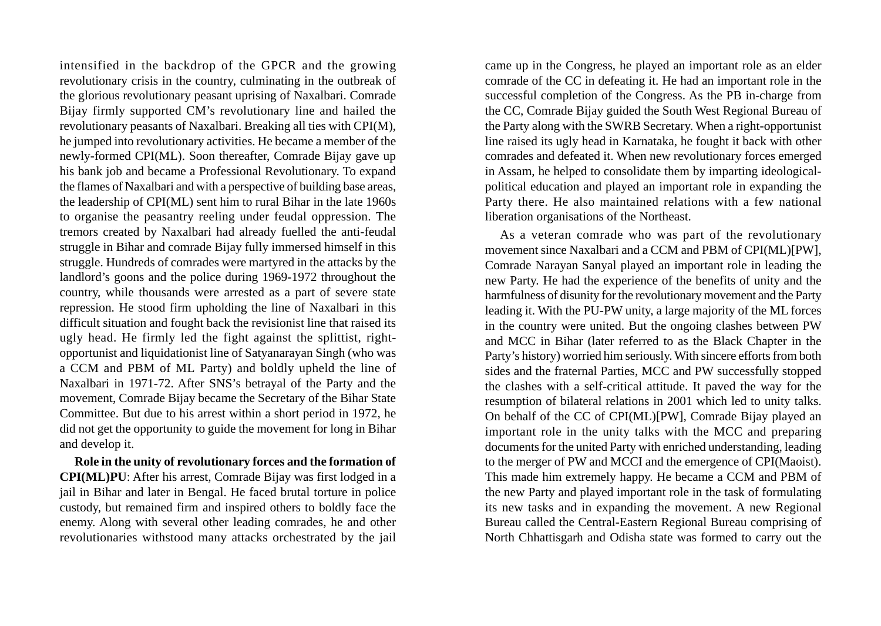intensified in the backdrop of the GPCR and the growing revolutionary crisis in the country, culminating in the outbreak of the glorious revolutionary peasant uprising of Naxalbari. Comrade Bijay firmly supported CM's revolutionary line and hailed the revolutionary peasants of Naxalbari. Breaking all ties with CPI(M), he jumped into revolutionary activities. He became a member of the newly-formed CPI(ML). Soon thereafter, Comrade Bijay gave up his bank job and became a Professional Revolutionary. To expand the flames of Naxalbari and with a perspective of building base areas, the leadership of CPI(ML) sent him to rural Bihar in the late 1960s to organise the peasantry reeling under feudal oppression. The tremors created by Naxalbari had already fuelled the anti-feudal struggle in Bihar and comrade Bijay fully immersed himself in this struggle. Hundreds of comrades were martyred in the attacks by the landlord's goons and the police during 1969-1972 throughout the country, while thousands were arrested as a part of severe state repression. He stood firm upholding the line of Naxalbari in this difficult situation and fought back the revisionist line that raised its ugly head. He firmly led the fight against the splittist, right-opportunist and liquidationist line of Satyanarayan Singh (who was a CCM and PBM of ML Party) and boldly upheld the line of Naxalbari in 1971-72. After SNS's betrayal of the Party and the movement, Comrade Bijay became the Secretary of the Bihar State Committee. But due to his arrest within a short period in 1972, he did not get the opportunity to guide the movement for long in Bihar and develop it.

**Role in the unity of revolutionary forces and the formation of CPI(ML)PU**: After his arrest, Comrade Bijay was first lodged in a jail in Bihar and later in Bengal. He faced brutal torture in police custody, but remained firm and inspired others to boldly face the enemy. Along with several other leading comrades, he and other revolutionaries withstood many attacks orchestrated by the jail came up in the Congress, he played an important role as an elder comrade of the CC in defeating it. He had an important role in the successful completion of the Congress. As the PB in-charge from the CC, Comrade Bijay guided the South West Regional Bureau of the Party along with the SWRB Secretary. When a right-opportunist line raised its ugly head in Karnataka, he fought it back with other comrades and defeated it. When new revolutionary forces emerged in Assam, he helped to consolidate them by imparting ideological-political education and played an important role in expanding the Party there. He also maintained relations with a few national liberation organisations of the Northeast.

As a veteran comrade who was part of the revolutionary movement since Naxalbari and a CCM and PBM of CPI(ML)[PW], Comrade Narayan Sanyal played an important role in leading the new Party. He had the experience of the benefits of unity and the harmfulness of disunity for the revolutionary movement and the Party leading it. With the PU-PW unity, a large majority of the ML forces in the country were united. But the ongoing clashes between PW and MCC in Bihar (later referred to as the Black Chapter in the Party's history) worried him seriously. With sincere efforts from both sides and the fraternal Parties, MCC and PW successfully stopped the clashes with a self-critical attitude. It paved the way for the resumption of bilateral relations in 2001 which led to unity talks. On behalf of the CC of CPI(ML)[PW], Comrade Bijay played an important role in the unity talks with the MCC and preparing documents for the united Party with enriched understanding, leading to the merger of PW and MCCI and the emergence of CPI(Maoist). This made him extremely happy. He became a CCM and PBM of the new Party and played important role in the task of formulating its new tasks and in expanding the movement. A new Regional Bureau called the Central-Eastern Regional Bureau comprising of North Chhattisgarh and Odisha state was formed to carry out the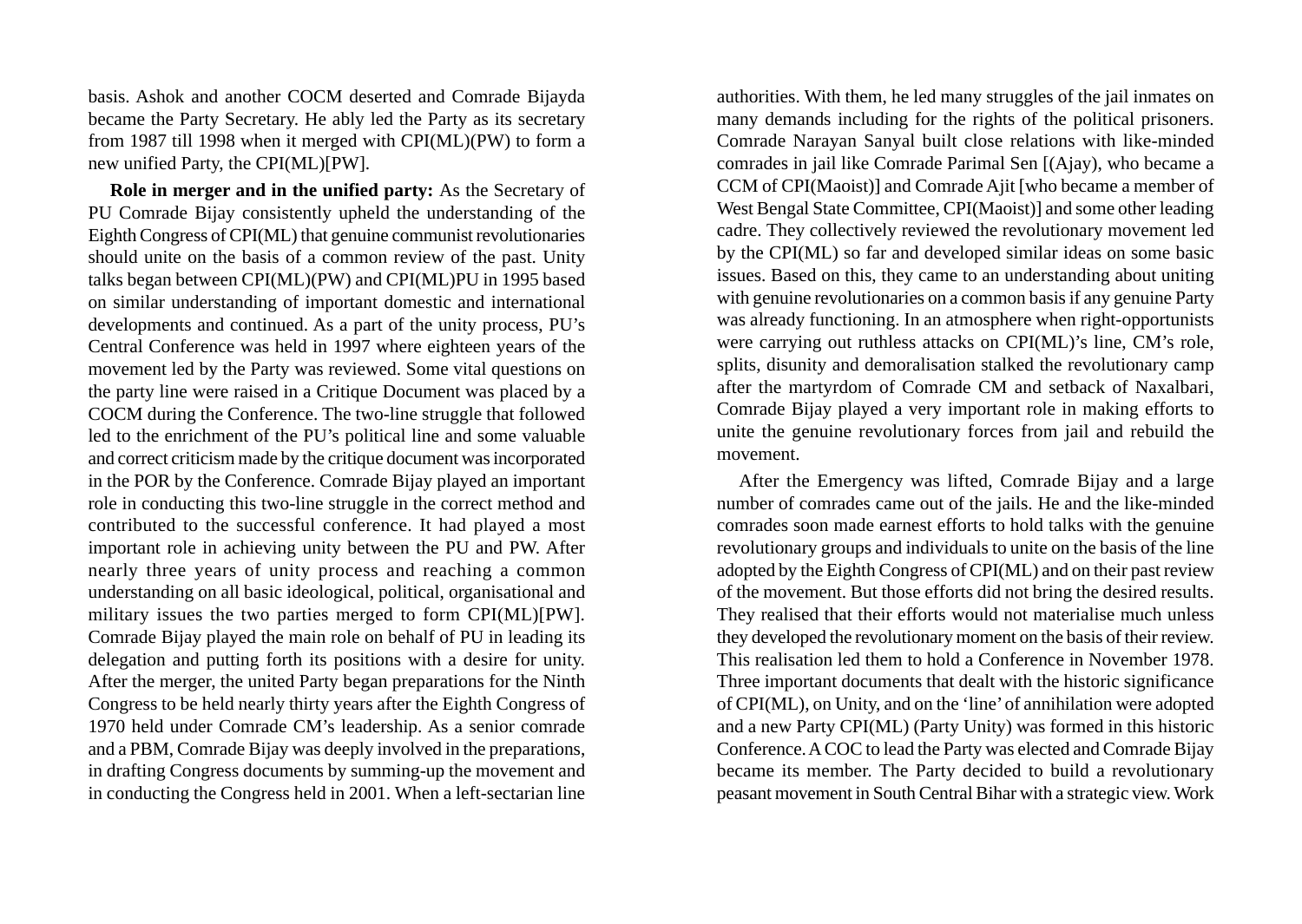basis. Ashok and another COCM deserted and Comrade Bijayda became the Party Secretary. He ably led the Party as its secretary from 1987 till 1998 when it merged with CPI(ML)(PW) to form a new unified Party, the CPI(ML)[PW].

**Role in merger and in the unified party:** As the Secretary of PU Comrade Bijay consistently upheld the understanding of the Eighth Congress of CPI(ML) that genuine communist revolutionaries should unite on the basis of a common review of the past. Unity talks began between CPI(ML)(PW) and CPI(ML)PU in 1995 based on similar understanding of important domestic and international developments and continued. As a part of the unity process, PU's Central Conference was held in 1997 where eighteen years of the movement led by the Party was reviewed. Some vital questions on the party line were raised in a Critique Document was placed by a COCM during the Conference. The two-line struggle that followed led to the enrichment of the PU's political line and some valuable and correct criticism made by the critique document was incorporated in the POR by the Conference. Comrade Bijay played an important role in conducting this two-line struggle in the correct method and contributed to the successful conference. It had played a most important role in achieving unity between the PU and PW. After nearly three years of unity process and reaching a common understanding on all basic ideological, political, organisational and military issues the two parties merged to form CPI(ML)[PW]. Comrade Bijay played the main role on behalf of PU in leading its delegation and putting forth its positions with a desire for unity. After the merger, the united Party began preparations for the Ninth Congress to be held nearly thirty years after the Eighth Congress of 1970 held under Comrade CM's leadership. As a senior comrade and a PBM, Comrade Bijay was deeply involved in the preparations, in drafting Congress documents by summing-up the movement and in conducting the Congress held in 2001. When a left-sectarian line

authorities. With them, he led many struggles of the jail inmates on many demands including for the rights of the political prisoners. Comrade Narayan Sanyal built close relations with like-minded comrades in jail like Comrade Parimal Sen [(Ajay), who became a CCM of CPI(Maoist)] and Comrade Ajit [who became a member of West Bengal State Committee, CPI(Maoist)] and some other leading cadre. They collectively reviewed the revolutionary movement led by the CPI(ML) so far and developed similar ideas on some basic issues. Based on this, they came to an understanding about uniting with genuine revolutionaries on a common basis if any genuine Party was already functioning. In an atmosphere when right-opportunists were carrying out ruthless attacks on CPI(ML)'s line, CM's role, splits, disunity and demoralisation stalked the revolutionary camp after the martyrdom of Comrade CM and setback of Naxalbari, Comrade Bijay played a very important role in making efforts to unite the genuine revolutionary forces from jail and rebuild the movement.

After the Emergency was lifted, Comrade Bijay and a large number of comrades came out of the jails. He and the like-minded comrades soon made earnest efforts to hold talks with the genuine revolutionary groups and individuals to unite on the basis of the line adopted by the Eighth Congress of CPI(ML) and on their past review of the movement. But those efforts did not bring the desired results. They realised that their efforts would not materialise much unless they developed the revolutionary moment on the basis of their review. This realisation led them to hold a Conference in November 1978. Three important documents that dealt with the historic significance of CPI(ML), on Unity, and on the 'line' of annihilation were adopted and a new Party CPI(ML) (Party Unity) was formed in this historic Conference. A COC to lead the Party was elected and Comrade Bijay became its member. The Party decided to build a revolutionary peasant movement in South Central Bihar with a strategic view. Work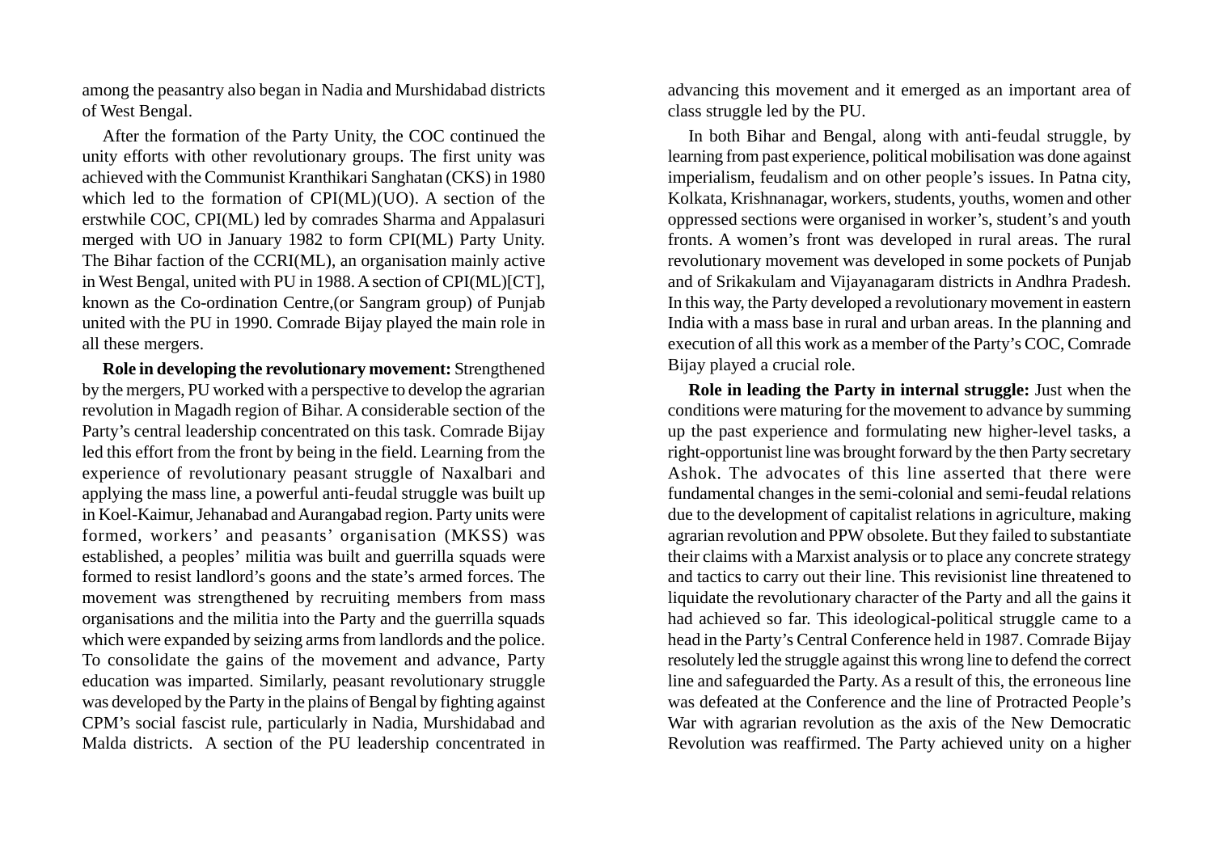among the peasantry also began in Nadia and Murshidabad districts of West Bengal.

After the formation of the Party Unity, the COC continued the unity efforts with other revolutionary groups. The first unity was achieved with the Communist Kranthikari Sanghatan (CKS) in 1980 which led to the formation of CPI(ML)(UO). A section of the erstwhile COC, CPI(ML) led by comrades Sharma and Appalasuri merged with UO in January 1982 to form CPI(ML) Party Unity. The Bihar faction of the CCRI(ML), an organisation mainly active in West Bengal, united with PU in 1988. A section of CPI(ML)[CT], known as the Co-ordination Centre,(or Sangram group) of Punjab united with the PU in 1990. Comrade Bijay played the main role in all these mergers.

**Role in developing the revolutionary movement:** Strengthened by the mergers, PU worked with a perspective to develop the agrarian revolution in Magadh region of Bihar. A considerable section of the Party's central leadership concentrated on this task. Comrade Bijay led this effort from the front by being in the field. Learning from the experience of revolutionary peasant struggle of Naxalbari and applying the mass line, a powerful anti-feudal struggle was built up in Koel-Kaimur, Jehanabad and Aurangabad region. Party units were formed, workers' and peasants' organisation (MKSS) was established, a peoples' militia was built and guerrilla squads were formed to resist landlord's goons and the state's armed forces. The movement was strengthened by recruiting members from mass organisations and the militia into the Party and the guerrilla squads which were expanded by seizing arms from landlords and the police. To consolidate the gains of the movement and advance, Party education was imparted. Similarly, peasant revolutionary struggle was developed by the Party in the plains of Bengal by fighting against CPM's social fascist rule, particularly in Nadia, Murshidabad and Malda districts. A section of the PU leadership concentrated in advancing this movement and it emerged as an important area of class struggle led by the PU.

In both Bihar and Bengal, along with anti-feudal struggle, by learning from past experience, political mobilisation was done against imperialism, feudalism and on other people's issues. In Patna city, Kolkata, Krishnanagar, workers, students, youths, women and other oppressed sections were organised in worker's, student's and youth fronts. A women's front was developed in rural areas. The rural revolutionary movement was developed in some pockets of Punjab and of Srikakulam and Vijayanagaram districts in Andhra Pradesh. In this way, the Party developed a revolutionary movement in eastern India with a mass base in rural and urban areas. In the planning and execution of all this work as a member of the Party's COC, Comrade Bijay played a crucial role.

**Role in leading the Party in internal struggle:** Just when the conditions were maturing for the movement to advance by summing up the past experience and formulating new higher-level tasks, a right-opportunist line was brought forward by the then Party secretary Ashok. The advocates of this line asserted that there were fundamental changes in the semi-colonial and semi-feudal relations due to the development of capitalist relations in agriculture, making agrarian revolution and PPW obsolete. But they failed to substantiate their claims with a Marxist analysis or to place any concrete strategy and tactics to carry out their line. This revisionist line threatened to liquidate the revolutionary character of the Party and all the gains it had achieved so far. This ideological-political struggle came to a head in the Party's Central Conference held in 1987. Comrade Bijay resolutely led the struggle against this wrong line to defend the correct line and safeguarded the Party. As a result of this, the erroneous line was defeated at the Conference and the line of Protracted People's War with agrarian revolution as the axis of the New Democratic Revolution was reaffirmed. The Party achieved unity on a higher